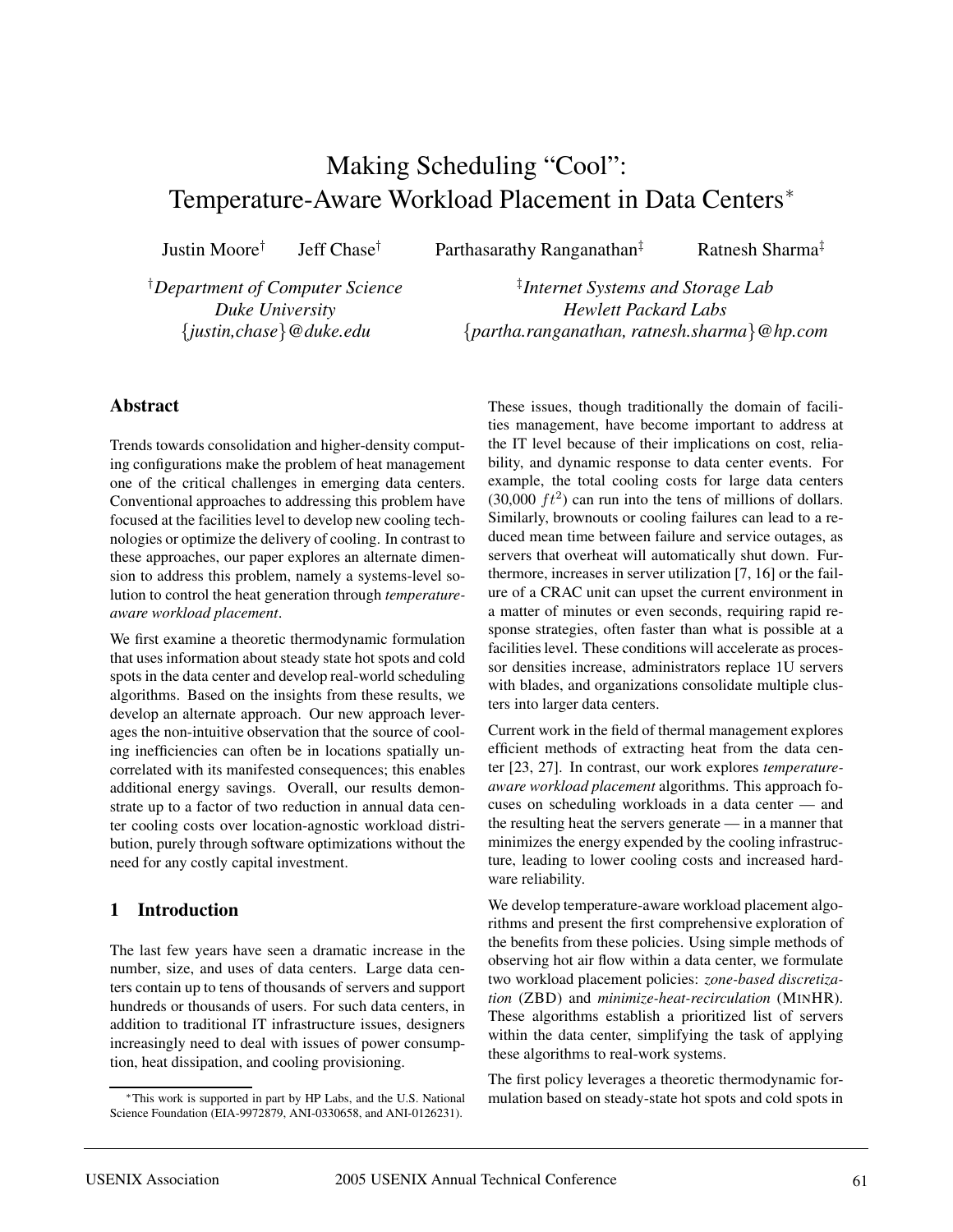# Making Scheduling "Cool": Temperature-Aware Workload Placement in Data Centers*

Justin Moore† Jeff Chase† Parthasarathy Ranganathan‡ Ratnesh Sharma‡

†*Department of Computer Science*
*Duke University*
{*justin,chase*}*@duke.edu*

‡*Internet Systems and Storage Lab*
*Hewlett Packard Labs*
{*partha.ranganathan, ratnesh.sharma*}*@hp.com*

## Abstract

Trends towards consolidation and higher-density computing configurations make the problem of heat management one of the critical challenges in emerging data centers. Conventional approaches to addressing this problem have focused at the facilities level to develop new cooling technologies or optimize the delivery of cooling. In contrast to these approaches, our paper explores an alternate dimension to address this problem, namely a systems-level solution to control the heat generation through *temperature-aware workload placement*.

We first examine a theoretic thermodynamic formulation that uses information about steady state hot spots and cold spots in the data center and develop real-world scheduling algorithms. Based on the insights from these results, we develop an alternate approach. Our new approach leverages the non-intuitive observation that the source of cooling inefficiencies can often be in locations spatially uncorrelated with its manifested consequences; this enables additional energy savings. Overall, our results demonstrate up to a factor of two reduction in annual data center cooling costs over location-agnostic workload distribution, purely through software optimizations without the need for any costly capital investment.

## 1 Introduction

The last few years have seen a dramatic increase in the number, size, and uses of data centers. Large data centers contain up to tens of thousands of servers and support hundreds or thousands of users. For such data centers, in addition to traditional IT infrastructure issues, designers increasingly need to deal with issues of power consumption, heat dissipation, and cooling provisioning.

These issues, though traditionally the domain of facilities management, have become important to address at the IT level because of their implications on cost, reliability, and dynamic response to data center events. For example, the total cooling costs for large data centers (30,000 $ft^2$) can run into the tens of millions of dollars. Similarly, brownouts or cooling failures can lead to a reduced mean time between failure and service outages, as servers that overheat will automatically shut down. Furthermore, increases in server utilization [7, 16] or the failure of a CRAC unit can upset the current environment in a matter of minutes or even seconds, requiring rapid response strategies, often faster than what is possible at a facilities level. These conditions will accelerate as processor densities increase, administrators replace 1U servers with blades, and organizations consolidate multiple clusters into larger data centers.

Current work in the field of thermal management explores efficient methods of extracting heat from the data center [23, 27]. In contrast, our work explores *temperature-aware workload placement* algorithms. This approach focuses on scheduling workloads in a data center — and the resulting heat the servers generate — in a manner that minimizes the energy expended by the cooling infrastructure, leading to lower cooling costs and increased hardware reliability.

We develop temperature-aware workload placement algorithms and present the first comprehensive exploration of the benefits from these policies. Using simple methods of observing hot air flow within a data center, we formulate two workload placement policies: *zone-based discretization* (ZBD) and *minimize-heat-recirculation* (MinHR). These algorithms establish a prioritized list of servers within the data center, simplifying the task of applying these algorithms to real-work systems.

The first policy leverages a theoretic thermodynamic formulation based on steady-state hot spots and cold spots in

*This work is supported in part by HP Labs, and the U.S. National Science Foundation (EIA-9972879, ANI-0330658, and ANI-0126231).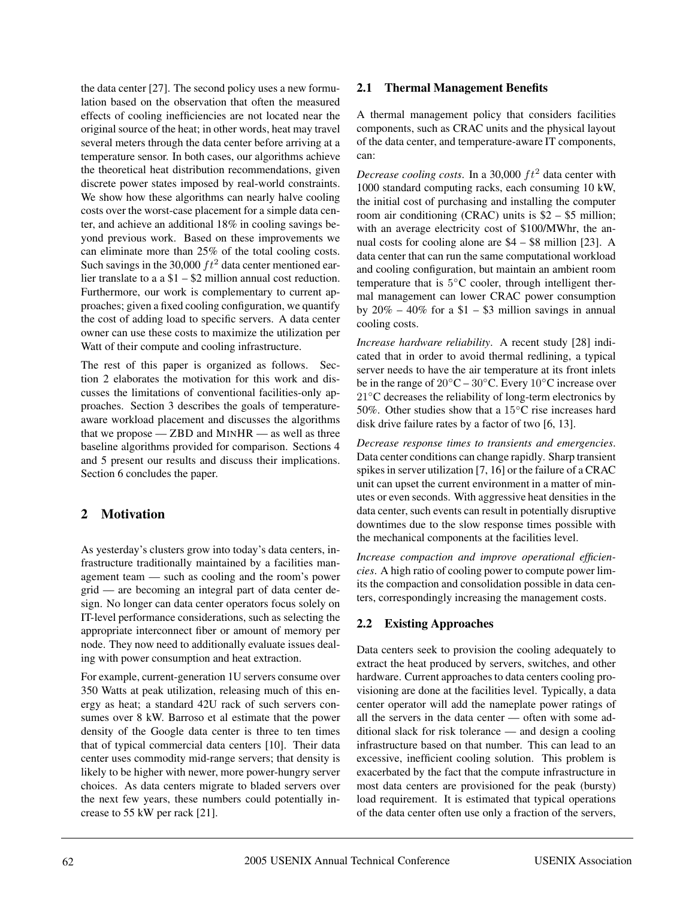the data center [27]. The second policy uses a new formulation based on the observation that often the measured effects of cooling inefficiencies are not located near the original source of the heat; in other words, heat may travel several meters through the data center before arriving at a temperature sensor. In both cases, our algorithms achieve the theoretical heat distribution recommendations, given discrete power states imposed by real-world constraints. We show how these algorithms can nearly halve cooling costs over the worst-case placement for a simple data center, and achieve an additional 18% in cooling savings beyond previous work. Based on these improvements we can eliminate more than 25% of the total cooling costs. Such savings in the 30,000 $ft^2$ data center mentioned earlier translate to a a $1 – $2 million annual cost reduction. Furthermore, our work is complementary to current approaches; given a fixed cooling configuration, we quantify the cost of adding load to specific servers. A data center owner can use these costs to maximize the utilization per Watt of their compute and cooling infrastructure.

The rest of this paper is organized as follows. Section 2 elaborates the motivation for this work and discusses the limitations of conventional facilities-only approaches. Section 3 describes the goals of temperature-aware workload placement and discusses the algorithms that we propose — ZBD and MINHR — as well as three baseline algorithms provided for comparison. Sections 4 and 5 present our results and discuss their implications. Section 6 concludes the paper.

## 2 Motivation

As yesterday's clusters grow into today's data centers, infrastructure traditionally maintained by a facilities management team — such as cooling and the room's power grid — are becoming an integral part of data center design. No longer can data center operators focus solely on IT-level performance considerations, such as selecting the appropriate interconnect fiber or amount of memory per node. They now need to additionally evaluate issues dealing with power consumption and heat extraction.

For example, current-generation 1U servers consume over 350 Watts at peak utilization, releasing much of this energy as heat; a standard 42U rack of such servers consumes over 8 kW. Barroso et al estimate that the power density of the Google data center is three to ten times that of typical commercial data centers [10]. Their data center uses commodity mid-range servers; that density is likely to be higher with newer, more power-hungry server choices. As data centers migrate to bladed servers over the next few years, these numbers could potentially increase to 55 kW per rack [21].

### 2.1 Thermal Management Benefits

A thermal management policy that considers facilities components, such as CRAC units and the physical layout of the data center, and temperature-aware IT components, can:

*Decrease cooling costs*. In a 30,000 $ft^2$ data center with 1000 standard computing racks, each consuming 10 kW, the initial cost of purchasing and installing the computer room air conditioning (CRAC) units is $2 – $5 million; with an average electricity cost of $100/MWhr, the annual costs for cooling alone are $4 – $8 million [23]. A data center that can run the same computational workload and cooling configuration, but maintain an ambient room temperature that is $5^{\circ}$C cooler, through intelligent thermal management can lower CRAC power consumption by 20% – 40% for a $1 – $3 million savings in annual cooling costs.

*Increase hardware reliability*. A recent study [28] indicated that in order to avoid thermal redlining, a typical server needs to have the air temperature at its front inlets be in the range of $20^{\circ}$C – $30^{\circ}$C. Every $10^{\circ}$C increase over $21^{\circ}$C decreases the reliability of long-term electronics by 50%. Other studies show that a $15^{\circ}$C rise increases hard disk drive failure rates by a factor of two [6, 13].

*Decrease response times to transients and emergencies*. Data center conditions can change rapidly. Sharp transient spikes in server utilization [7, 16] or the failure of a CRAC unit can upset the current environment in a matter of minutes or even seconds. With aggressive heat densities in the data center, such events can result in potentially disruptive downtimes due to the slow response times possible with the mechanical components at the facilities level.

*Increase compaction and improve operational efficiencies*. A high ratio of cooling power to compute power limits the compaction and consolidation possible in data centers, correspondingly increasing the management costs.

### 2.2 Existing Approaches

Data centers seek to provision the cooling adequately to extract the heat produced by servers, switches, and other hardware. Current approaches to data centers cooling provisioning are done at the facilities level. Typically, a data center operator will add the nameplate power ratings of all the servers in the data center — often with some additional slack for risk tolerance — and design a cooling infrastructure based on that number. This can lead to an excessive, inefficient cooling solution. This problem is exacerbated by the fact that the compute infrastructure in most data centers are provisioned for the peak (bursty) load requirement. It is estimated that typical operations of the data center often use only a fraction of the servers,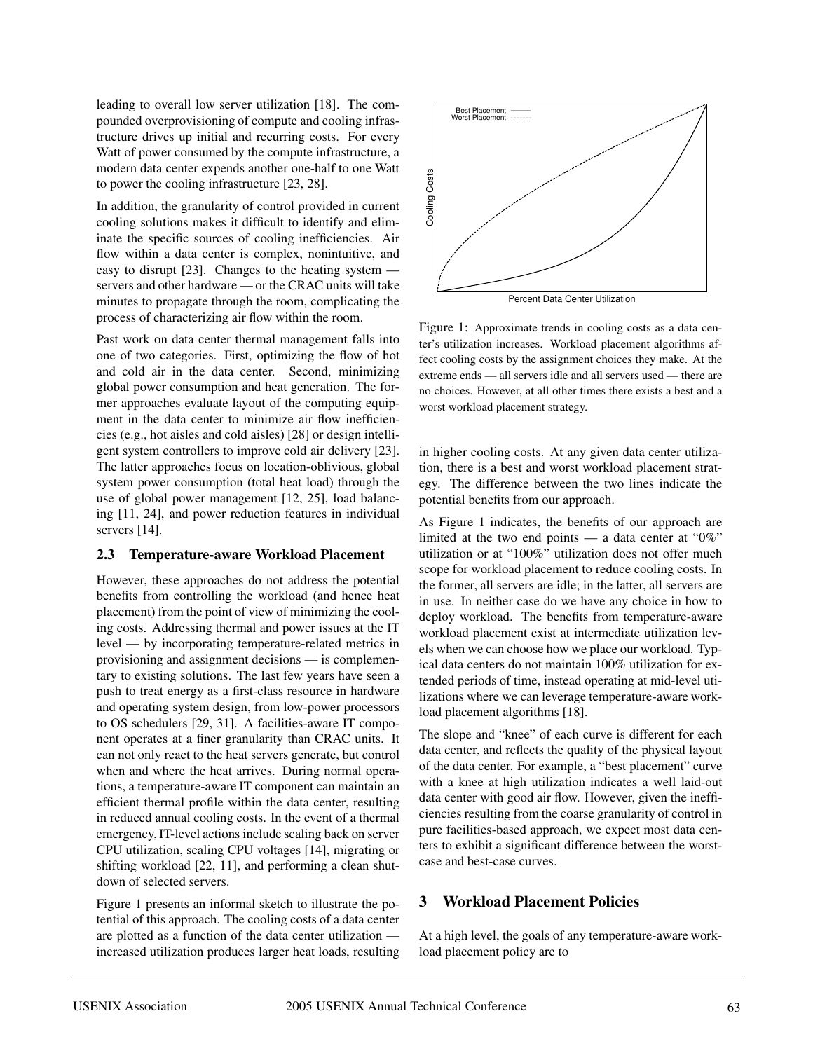leading to overall low server utilization [18]. The compounded overprovisioning of compute and cooling infrastructure drives up initial and recurring costs. For every Watt of power consumed by the compute infrastructure, a modern data center expends another one-half to one Watt to power the cooling infrastructure [23, 28].

In addition, the granularity of control provided in current cooling solutions makes it difficult to identify and eliminate the specific sources of cooling inefficiencies. Air flow within a data center is complex, nonintuitive, and easy to disrupt [23]. Changes to the heating system — servers and other hardware — or the CRAC units will take minutes to propagate through the room, complicating the process of characterizing air flow within the room.

Past work on data center thermal management falls into one of two categories. First, optimizing the flow of hot and cold air in the data center. Second, minimizing global power consumption and heat generation. The former approaches evaluate layout of the computing equipment in the data center to minimize air flow inefficiencies (e.g., hot aisles and cold aisles) [28] or design intelligent system controllers to improve cold air delivery [23]. The latter approaches focus on location-oblivious, global system power consumption (total heat load) through the use of global power management [12, 25], load balancing [11, 24], and power reduction features in individual servers [14].

### 2.3 Temperature-aware Workload Placement

However, these approaches do not address the potential benefits from controlling the workload (and hence heat placement) from the point of view of minimizing the cooling costs. Addressing thermal and power issues at the IT level — by incorporating temperature-related metrics in provisioning and assignment decisions — is complementary to existing solutions. The last few years have seen a push to treat energy as a first-class resource in hardware and operating system design, from low-power processors to OS schedulers [29, 31]. A facilities-aware IT component operates at a finer granularity than CRAC units. It can not only react to the heat servers generate, but control when and where the heat arrives. During normal operations, a temperature-aware IT component can maintain an efficient thermal profile within the data center, resulting in reduced annual cooling costs. In the event of a thermal emergency, IT-level actions include scaling back on server CPU utilization, scaling CPU voltages [14], migrating or shifting workload [22, 11], and performing a clean shutdown of selected servers.

Figure 1 presents an informal sketch to illustrate the potential of this approach. The cooling costs of a data center are plotted as a function of the data center utilization — increased utilization produces larger heat loads, resulting in higher cooling costs. At any given data center utilization, there is a best and worst workload placement strategy. The difference between the two lines indicate the potential benefits from our approach.

Figure 1: Approximate trends in cooling costs as a data center's utilization increases. Workload placement algorithms affect cooling costs by the assignment choices they make. At the extreme ends — all servers idle and all servers used — there are no choices. However, at all other times there exists a best and a worst workload placement strategy.

As Figure 1 indicates, the benefits of our approach are limited at the two end points — a data center at "0%" utilization or at "100%" utilization does not offer much scope for workload placement to reduce cooling costs. In the former, all servers are idle; in the latter, all servers are in use. In neither case do we have any choice in how to deploy workload. The benefits from temperature-aware workload placement exist at intermediate utilization levels when we can choose how we place our workload. Typical data centers do not maintain 100% utilization for extended periods of time, instead operating at mid-level utilizations where we can leverage temperature-aware workload placement algorithms [18].

The slope and "knee" of each curve is different for each data center, and reflects the quality of the physical layout of the data center. For example, a "best placement" curve with a knee at high utilization indicates a well laid-out data center with good air flow. However, given the inefficiencies resulting from the coarse granularity of control in pure facilities-based approach, we expect most data centers to exhibit a significant difference between the worst-case and best-case curves.

## 3 Workload Placement Policies

At a high level, the goals of any temperature-aware workload placement policy are to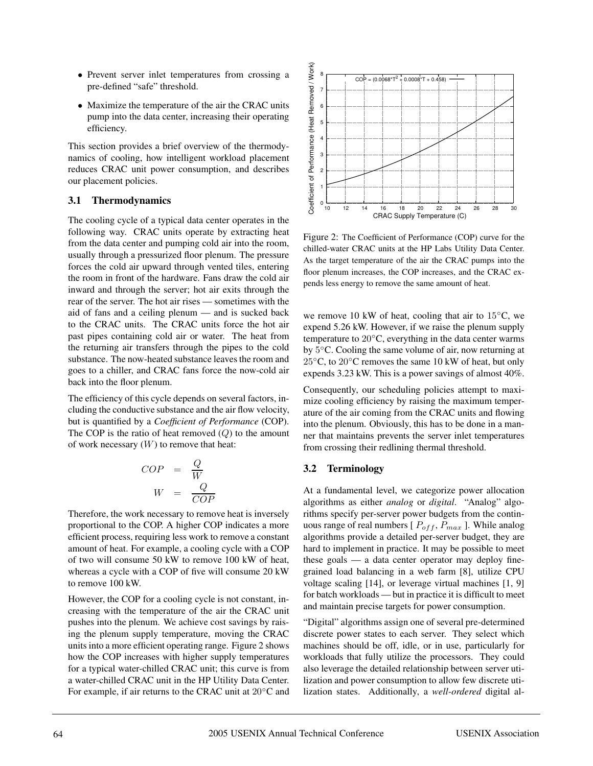- Prevent server inlet temperatures from crossing a pre-defined "safe" threshold.
- Maximize the temperature of the air the CRAC units pump into the data center, increasing their operating efficiency.

This section provides a brief overview of the thermodynamics of cooling, how intelligent workload placement reduces CRAC unit power consumption, and describes our placement policies.

### 3.1 Thermodynamics

The cooling cycle of a typical data center operates in the following way. CRAC units operate by extracting heat from the data center and pumping cold air into the room, usually through a pressurized floor plenum. The pressure forces the cold air upward through vented tiles, entering the room in front of the hardware. Fans draw the cold air inward and through the server; hot air exits through the rear of the server. The hot air rises — sometimes with the aid of fans and a ceiling plenum — and is sucked back to the CRAC units. The CRAC units force the hot air past pipes containing cold air or water. The heat from the returning air transfers through the pipes to the cold substance. The now-heated substance leaves the room and goes to a chiller, and CRAC fans force the now-cold air back into the floor plenum.

The efficiency of this cycle depends on several factors, including the conductive substance and the air flow velocity, but is quantified by a *Coefficient of Performance* (COP). The COP is the ratio of heat removed ($Q$) to the amount of work necessary ($W$) to remove that heat:

$$COP = \frac{Q}{W}$$

$$W = \frac{Q}{COP}$$

Therefore, the work necessary to remove heat is inversely proportional to the COP. A higher COP indicates a more efficient process, requiring less work to remove a constant amount of heat. For example, a cooling cycle with a COP of two will consume 50 kW to remove 100 kW of heat, whereas a cycle with a COP of five will consume 20 kW to remove 100 kW.

However, the COP for a cooling cycle is not constant, increasing with the temperature of the air the CRAC unit pushes into the plenum. We achieve cost savings by raising the plenum supply temperature, moving the CRAC units into a more efficient operating range. Figure 2 shows how the COP increases with higher supply temperatures for a typical water-chilled CRAC unit; this curve is from a water-chilled CRAC unit in the HP Utility Data Center. For example, if air returns to the CRAC unit at $20°$C and we remove 10 kW of heat, cooling that air to $15°$C, we expend 5.26 kW. However, if we raise the plenum supply temperature to $20°$C, everything in the data center warms by $5°$C. Cooling the same volume of air, now returning at $25°$C, to $20°$C removes the same 10 kW of heat, but only expends 3.23 kW. This is a power savings of almost $40\%$.

Figure 2: The Coefficient of Performance (COP) curve for the chilled-water CRAC units at the HP Labs Utility Data Center. As the target temperature of the air the CRAC pumps into the floor plenum increases, the COP increases, and the CRAC expends less energy to remove the same amount of heat.

Consequently, our scheduling policies attempt to maximize cooling efficiency by raising the maximum temperature of the air coming from the CRAC units and flowing into the plenum. Obviously, this has to be done in a manner that maintains prevents the server inlet temperatures from crossing their redlining thermal threshold.

### 3.2 Terminology

At a fundamental level, we categorize power allocation algorithms as either *analog* or *digital*. "Analog" algorithms specify per-server power budgets from the continuous range of real numbers [ $P_{off}$, $P_{max}$ ]. While analog algorithms provide a detailed per-server budget, they are hard to implement in practice. It may be possible to meet these goals — a data center operator may deploy fine-grained load balancing in a web farm [8], utilize CPU voltage scaling [14], or leverage virtual machines [1, 9] for batch workloads — but in practice it is difficult to meet and maintain precise targets for power consumption.

"Digital" algorithms assign one of several pre-determined discrete power states to each server. They select which machines should be off, idle, or in use, particularly for workloads that fully utilize the processors. They could also leverage the detailed relationship between server utilization and power consumption to allow few discrete utilization states. Additionally, a *well-ordered* digital al-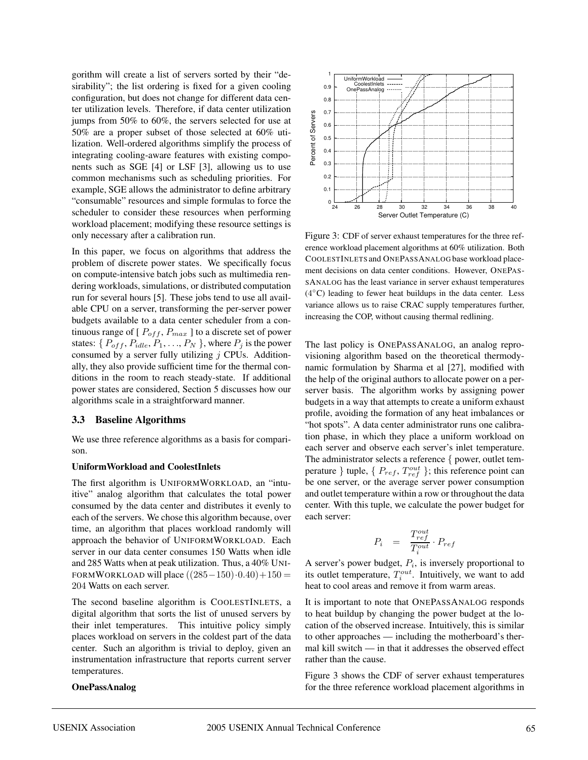gorithm will create a list of servers sorted by their "desirability"; the list ordering is fixed for a given cooling configuration, but does not change for different data center utilization levels. Therefore, if data center utilization jumps from 50% to 60%, the servers selected for use at 50% are a proper subset of those selected at 60% utilization. Well-ordered algorithms simplify the process of integrating cooling-aware features with existing components such as SGE [4] or LSF [3], allowing us to use common mechanisms such as scheduling priorities. For example, SGE allows the administrator to define arbitrary "consumable" resources and simple formulas to force the scheduler to consider these resources when performing workload placement; modifying these resource settings is only necessary after a calibration run.

In this paper, we focus on algorithms that address the problem of discrete power states. We specifically focus on compute-intensive batch jobs such as multimedia rendering workloads, simulations, or distributed computation run for several hours [5]. These jobs tend to use all available CPU on a server, transforming the per-server power budgets available to a data center scheduler from a continuous range of [ $P_{off}$, $P_{max}$ ] to a discrete set of power states: { $P_{off}$, $P_{idle}$, $P_1$, ..., $P_N$ }, where $P_j$ is the power consumed by a server fully utilizing $j$ CPUs. Additionally, they also provide sufficient time for the thermal conditions in the room to reach steady-state. If additional power states are considered, Section 5 discusses how our algorithms scale in a straightforward manner.

### 3.3 Baseline Algorithms

We use three reference algorithms as a basis for comparison.

**UniformWorkload and CoolestInlets**

The first algorithm is UNIFORMWORKLOAD, an "intuitive" analog algorithm that calculates the total power consumed by the data center and distributes it evenly to each of the servers. We chose this algorithm because, over time, an algorithm that places workload randomly will approach the behavior of UNIFORMWORKLOAD. Each server in our data center consumes 150 Watts when idle and 285 Watts when at peak utilization. Thus, a 40% UNIFORMWORKLOAD will place $((285-150)\cdot 0.40)+150 = 204$ Watts on each server.

The second baseline algorithm is COOLESTINLETS, a digital algorithm that sorts the list of unused servers by their inlet temperatures. This intuitive policy simply places workload on servers in the coldest part of the data center. Such an algorithm is trivial to deploy, given an instrumentation infrastructure that reports current server temperatures.

**OnePassAnalog**

Figure 3: CDF of server exhaust temperatures for the three reference workload placement algorithms at 60% utilization. Both COOLESTINLETS and ONEPASSANALOG base workload placement decisions on data center conditions. However, ONEPASSANALOG has the least variance in server exhaust temperatures (4°C) leading to fewer heat buildups in the data center. Less variance allows us to raise CRAC supply temperatures further, increasing the COP, without causing thermal redlining.

The last policy is ONEPASSANALOG, an analog reprovisioning algorithm based on the theoretical thermodynamic formulation by Sharma et al [27], modified with the help of the original authors to allocate power on a per-server basis. The algorithm works by assigning power budgets in a way that attempts to create a uniform exhaust profile, avoiding the formation of any heat imbalances or "hot spots". A data center administrator runs one calibration phase, in which they place a uniform workload on each server and observe each server's inlet temperature. The administrator selects a reference { power, outlet temperature } tuple, { $P_{ref}$, $T_{ref}^{out}$ }; this reference point can be one server, or the average server power consumption and outlet temperature within a row or throughout the data center. With this tuple, we calculate the power budget for each server:

$$P_i \quad = \quad \frac{T_{ref}^{out}}{T_i^{out}} \cdot P_{ref}$$

A server's power budget, $P_i$, is inversely proportional to its outlet temperature, $T_i^{out}$. Intuitively, we want to add heat to cool areas and remove it from warm areas.

It is important to note that ONEPASSANALOG responds to heat buildup by changing the power budget at the location of the observed increase. Intuitively, this is similar to other approaches — including the motherboard's thermal kill switch — in that it addresses the observed effect rather than the cause.

Figure 3 shows the CDF of server exhaust temperatures for the three reference workload placement algorithms in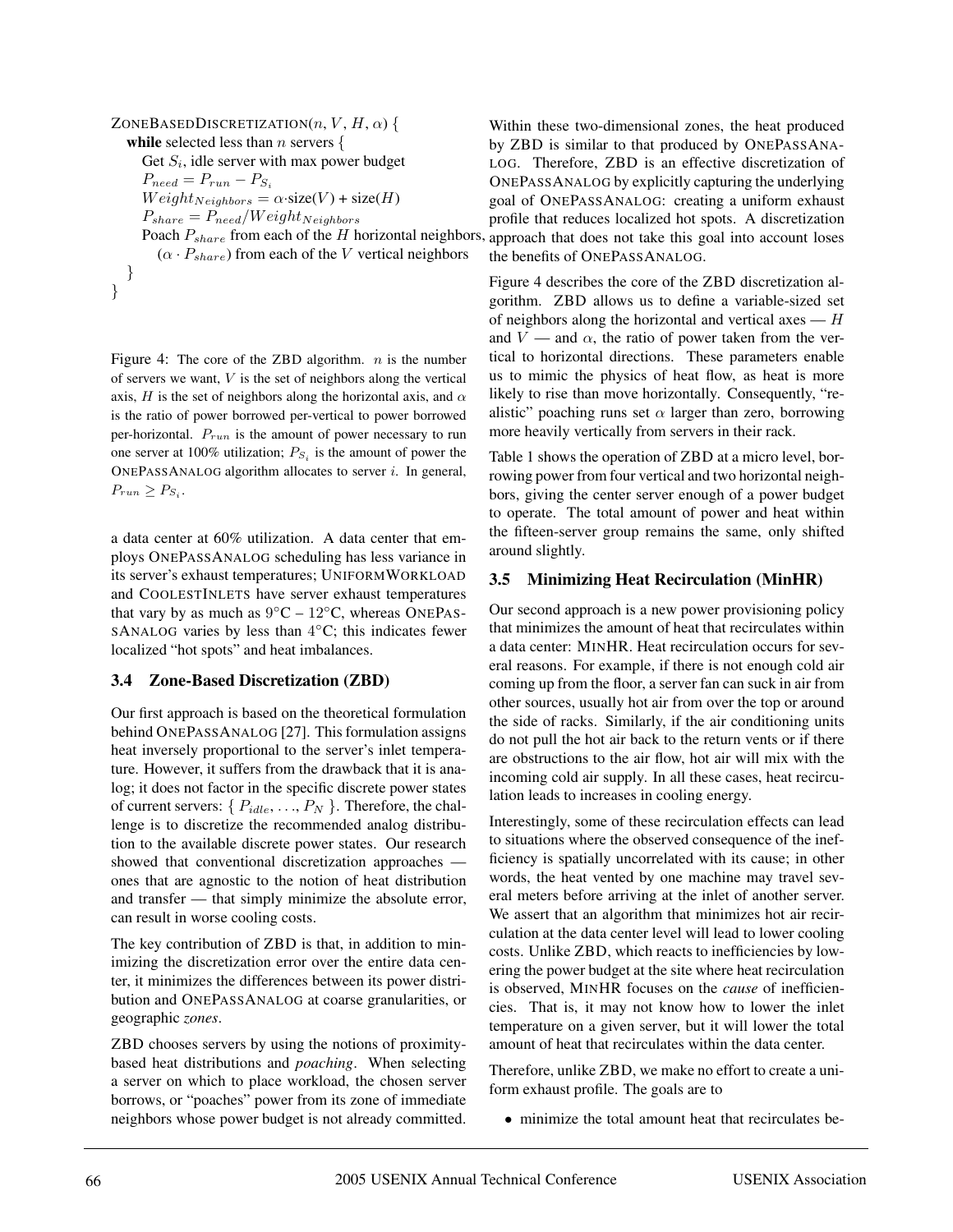```
ZoneBasedDiscretization(n, V, H, α) {
  while selected less than n servers {
    Get S_i, idle server with max power budget
    P_need = P_run − P_{S_i}
    Weight_Neighbors = α·size(V) + size(H)
    P_share = P_need/Weight_Neighbors
    Poach P_share from each of the H horizontal neighbors,
      (α · P_share) from each of the V vertical neighbors
  }
}
```

Figure 4: The core of the ZBD algorithm. $n$ is the number of servers we want, $V$ is the set of neighbors along the vertical axis, $H$ is the set of neighbors along the horizontal axis, and $\alpha$ is the ratio of power borrowed per-vertical to power borrowed per-horizontal. $P_{run}$ is the amount of power necessary to run one server at 100% utilization; $P_{S_i}$ is the amount of power the ONEPASSANALOG algorithm allocates to server $i$. In general, $P_{run} \geq P_{S_i}$.

a data center at 60% utilization. A data center that employs ONEPASSANALOG scheduling has less variance in its server's exhaust temperatures; UNIFORMWORKLOAD and COOLESTINLETS have server exhaust temperatures that vary by as much as 9°C – 12°C, whereas ONEPASSANALOG varies by less than 4°C; this indicates fewer localized "hot spots" and heat imbalances.

### 3.4 Zone-Based Discretization (ZBD)

Our first approach is based on the theoretical formulation behind ONEPASSANALOG [27]. This formulation assigns heat inversely proportional to the server's inlet temperature. However, it suffers from the drawback that it is analog; it does not factor in the specific discrete power states of current servers: { $P_{idle}, \ldots, P_N$ }. Therefore, the challenge is to discretize the recommended analog distribution to the available discrete power states. Our research showed that conventional discretization approaches — ones that are agnostic to the notion of heat distribution and transfer — that simply minimize the absolute error, can result in worse cooling costs.

The key contribution of ZBD is that, in addition to minimizing the discretization error over the entire data center, it minimizes the differences between its power distribution and ONEPASSANALOG at coarse granularities, or geographic *zones*.

ZBD chooses servers by using the notions of proximity-based heat distributions and *poaching*. When selecting a server on which to place workload, the chosen server borrows, or "poaches" power from its zone of immediate neighbors whose power budget is not already committed. Within these two-dimensional zones, the heat produced by ZBD is similar to that produced by ONEPASSANALOG. Therefore, ZBD is an effective discretization of ONEPASSANALOG by explicitly capturing the underlying goal of ONEPASSANALOG: creating a uniform exhaust profile that reduces localized hot spots. A discretization approach that does not take this goal into account loses the benefits of ONEPASSANALOG.

Figure 4 describes the core of the ZBD discretization algorithm. ZBD allows us to define a variable-sized set of neighbors along the horizontal and vertical axes — $H$ and $V$ — and $\alpha$, the ratio of power taken from the vertical to horizontal directions. These parameters enable us to mimic the physics of heat flow, as heat is more likely to rise than move horizontally. Consequently, "realistic" poaching runs set $\alpha$ larger than zero, borrowing more heavily vertically from servers in their rack.

Table 1 shows the operation of ZBD at a micro level, borrowing power from four vertical and two horizontal neighbors, giving the center server enough of a power budget to operate. The total amount of power and heat within the fifteen-server group remains the same, only shifted around slightly.

### 3.5 Minimizing Heat Recirculation (MinHR)

Our second approach is a new power provisioning policy that minimizes the amount of heat that recirculates within a data center: MINHR. Heat recirculation occurs for several reasons. For example, if there is not enough cold air coming up from the floor, a server fan can suck in air from other sources, usually hot air from over the top or around the side of racks. Similarly, if the air conditioning units do not pull the hot air back to the return vents or if there are obstructions to the air flow, hot air will mix with the incoming cold air supply. In all these cases, heat recirculation leads to increases in cooling energy.

Interestingly, some of these recirculation effects can lead to situations where the observed consequence of the inefficiency is spatially uncorrelated with its cause; in other words, the heat vented by one machine may travel several meters before arriving at the inlet of another server. We assert that an algorithm that minimizes hot air recirculation at the data center level will lead to lower cooling costs. Unlike ZBD, which reacts to inefficiencies by lowering the power budget at the site where heat recirculation is observed, MINHR focuses on the *cause* of inefficiencies. That is, it may not know how to lower the inlet temperature on a given server, but it will lower the total amount of heat that recirculates within the data center.

Therefore, unlike ZBD, we make no effort to create a uniform exhaust profile. The goals are to

- minimize the total amount heat that recirculates be-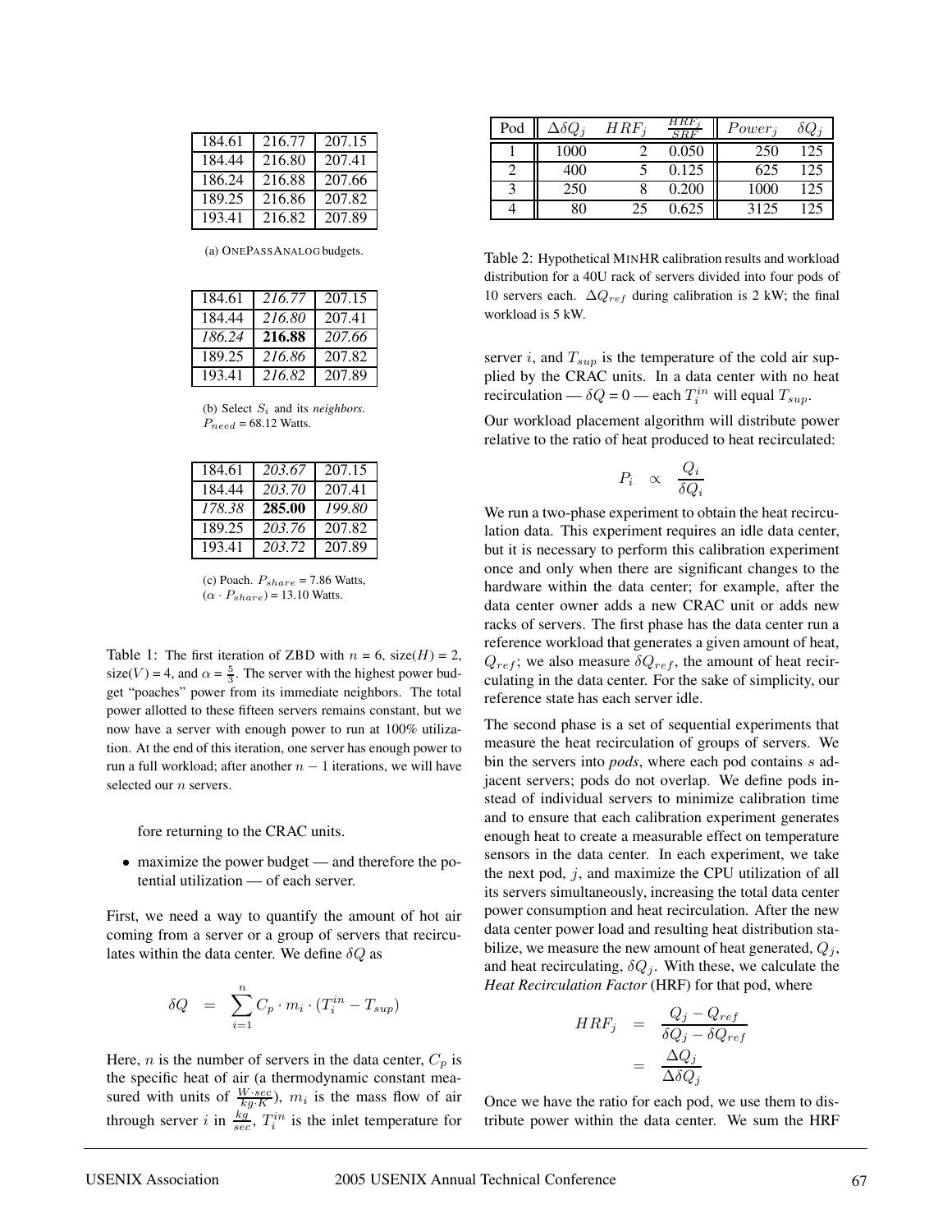| 184.61 | 216.77 | 207.15 |
|---|---|---|
| 184.44 | 216.80 | 207.41 |
| 186.24 | 216.88 | 207.66 |
| 189.25 | 216.86 | 207.82 |
| 193.41 | 216.82 | 207.89 |

(a) ONEPASSANALOG budgets.

| 184.61 | *216.77* | 207.15 |
|---|---|---|
| 184.44 | *216.80* | 207.41 |
| *186.24* | **216.88** | *207.66* |
| 189.25 | *216.86* | 207.82 |
| 193.41 | *216.82* | 207.89 |

(b) Select $S_i$ and its *neighbors*. $P_{need}$ = 68.12 Watts.

| 184.61 | *203.67* | 207.15 |
|---|---|---|
| 184.44 | *203.70* | 207.41 |
| *178.38* | **285.00** | *199.80* |
| 189.25 | *203.76* | 207.82 |
| 193.41 | *203.72* | 207.89 |

(c) Poach. $P_{share}$ = 7.86 Watts, $(\alpha \cdot P_{share})$ = 13.10 Watts.

Table 1: The first iteration of ZBD with $n$ = 6, size($H$) = 2, size($V$) = 4, and $\alpha = \frac{5}{3}$. The server with the highest power budget "poaches" power from its immediate neighbors. The total power allotted to these fifteen servers remains constant, but we now have a server with enough power to run at 100% utilization. At the end of this iteration, one server has enough power to run a full workload; after another $n - 1$ iterations, we will have selected our $n$ servers.

fore returning to the CRAC units.

- maximize the power budget — and therefore the potential utilization — of each server.

First, we need a way to quantify the amount of hot air coming from a server or a group of servers that recirculates within the data center. We define $\delta Q$ as

$$\delta Q = \sum_{i=1}^{n} C_p \cdot m_i \cdot (T_i^{in} - T_{sup})$$

Here, $n$ is the number of servers in the data center, $C_p$ is the specific heat of air (a thermodynamic constant measured with units of $\frac{W \cdot sec}{kg \cdot K}$), $m_i$ is the mass flow of air through server $i$ in $\frac{kg}{sec}$, $T_i^{in}$ is the inlet temperature for server $i$, and $T_{sup}$ is the temperature of the cold air supplied by the CRAC units. In a data center with no heat recirculation — $\delta Q = 0$ — each $T_i^{in}$ will equal $T_{sup}$.

| Pod | $\Delta\delta Q_j$ | $HRF_j$ | $\frac{HRF_j}{SRF}$ | $Power_j$ | $\delta Q_j$ |
|---|---|---|---|---|---|
| 1 | 1000 | 2 | 0.050 | 250 | 125 |
| 2 | 400 | 5 | 0.125 | 625 | 125 |
| 3 | 250 | 8 | 0.200 | 1000 | 125 |
| 4 | 80 | 25 | 0.625 | 3125 | 125 |

Table 2: Hypothetical MINHR calibration results and workload distribution for a 40U rack of servers divided into four pods of 10 servers each. $\Delta Q_{ref}$ during calibration is 2 kW; the final workload is 5 kW.

Our workload placement algorithm will distribute power relative to the ratio of heat produced to heat recirculated:

$$P_i \quad \propto \quad \frac{Q_i}{\delta Q_i}$$

We run a two-phase experiment to obtain the heat recirculation data. This experiment requires an idle data center, but it is necessary to perform this calibration experiment once and only when there are significant changes to the hardware within the data center; for example, after the data center owner adds a new CRAC unit or adds new racks of servers. The first phase has the data center run a reference workload that generates a given amount of heat, $Q_{ref}$; we also measure $\delta Q_{ref}$, the amount of heat recirculating in the data center. For the sake of simplicity, our reference state has each server idle.

The second phase is a set of sequential experiments that measure the heat recirculation of groups of servers. We bin the servers into *pods*, where each pod contains $s$ adjacent servers; pods do not overlap. We define pods instead of individual servers to minimize calibration time and to ensure that each calibration experiment generates enough heat to create a measurable effect on temperature sensors in the data center. In each experiment, we take the next pod, $j$, and maximize the CPU utilization of all its servers simultaneously, increasing the total data center power consumption and heat recirculation. After the new data center power load and resulting heat distribution stabilize, we measure the new amount of heat generated, $Q_j$, and heat recirculating, $\delta Q_j$. With these, we calculate the *Heat Recirculation Factor* (HRF) for that pod, where

$$\begin{aligned} HRF_j &= \frac{Q_j - Q_{ref}}{\delta Q_j - \delta Q_{ref}} \\ &= \frac{\Delta Q_j}{\Delta \delta Q_j} \end{aligned}$$

Once we have the ratio for each pod, we use them to distribute power within the data center. We sum the HRF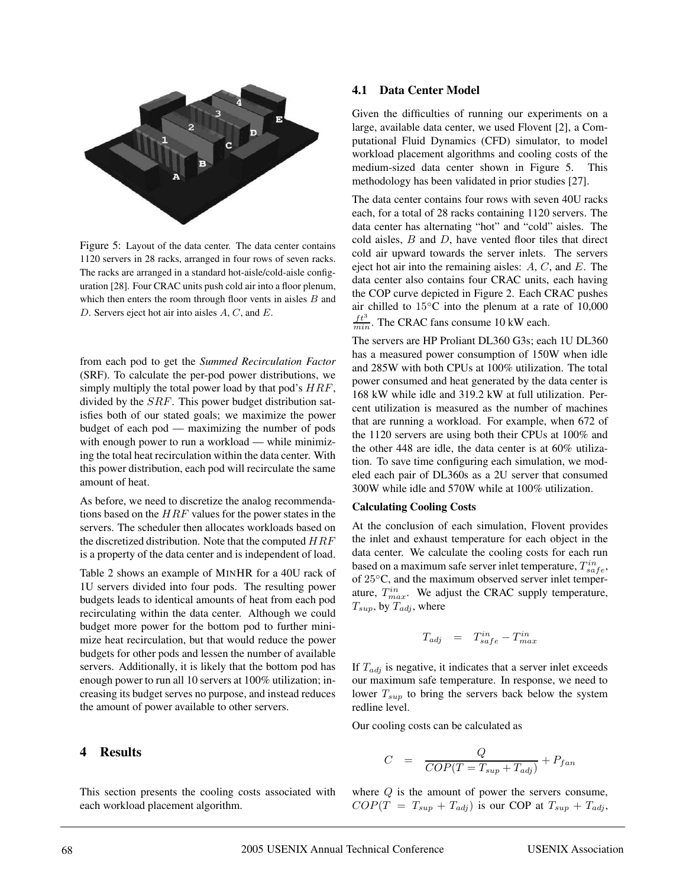Figure 5: Layout of the data center. The data center contains 1120 servers in 28 racks, arranged in four rows of seven racks. The racks are arranged in a standard hot-aisle/cold-aisle configuration [28]. Four CRAC units push cold air into a floor plenum, which then enters the room through floor vents in aisles $B$ and $D$. Servers eject hot air into aisles $A$, $C$, and $E$.

from each pod to get the *Summed Recirculation Factor* (SRF). To calculate the per-pod power distributions, we simply multiply the total power load by that pod's $HRF$, divided by the $SRF$. This power budget distribution satisfies both of our stated goals; we maximize the power budget of each pod — maximizing the number of pods with enough power to run a workload — while minimizing the total heat recirculation within the data center. With this power distribution, each pod will recirculate the same amount of heat.

As before, we need to discretize the analog recommendations based on the $HRF$ values for the power states in the servers. The scheduler then allocates workloads based on the discretized distribution. Note that the computed $HRF$ is a property of the data center and is independent of load.

Table 2 shows an example of MINHR for a 40U rack of 1U servers divided into four pods. The resulting power budgets leads to identical amounts of heat from each pod recirculating within the data center. Although we could budget more power for the bottom pod to further minimize heat recirculation, but that would reduce the power budgets for other pods and lessen the number of available servers. Additionally, it is likely that the bottom pod has enough power to run all 10 servers at 100% utilization; increasing its budget serves no purpose, and instead reduces the amount of power available to other servers.

# 4 Results

This section presents the cooling costs associated with each workload placement algorithm.

## 4.1 Data Center Model

Given the difficulties of running our experiments on a large, available data center, we used Flovent [2], a Computational Fluid Dynamics (CFD) simulator, to model workload placement algorithms and cooling costs of the medium-sized data center shown in Figure 5. This methodology has been validated in prior studies [27].

The data center contains four rows with seven 40U racks each, for a total of 28 racks containing 1120 servers. The data center has alternating "hot" and "cold" aisles. The cold aisles, $B$ and $D$, have vented floor tiles that direct cold air upward towards the server inlets. The servers eject hot air into the remaining aisles: $A$, $C$, and $E$. The data center also contains four CRAC units, each having the COP curve depicted in Figure 2. Each CRAC pushes air chilled to 15°C into the plenum at a rate of 10,000 $\frac{ft^3}{min}$. The CRAC fans consume 10 kW each.

The servers are HP Proliant DL360 G3s; each 1U DL360 has a measured power consumption of 150W when idle and 285W with both CPUs at 100% utilization. The total power consumed and heat generated by the data center is 168 kW while idle and 319.2 kW at full utilization. Percent utilization is measured as the number of machines that are running a workload. For example, when 672 of the 1120 servers are using both their CPUs at 100% and the other 448 are idle, the data center is at 60% utilization. To save time configuring each simulation, we modeled each pair of DL360s as a 2U server that consumed 300W while idle and 570W while at 100% utilization.

**Calculating Cooling Costs**

At the conclusion of each simulation, Flovent provides the inlet and exhaust temperature for each object in the data center. We calculate the cooling costs for each run based on a maximum safe server inlet temperature, $T^{in}_{safe}$, of 25°C, and the maximum observed server inlet temperature, $T^{in}_{max}$. We adjust the CRAC supply temperature, $T_{sup}$, by $T_{adj}$, where

$$T_{adj} \quad = \quad T^{in}_{safe} - T^{in}_{max}$$

If $T_{adj}$ is negative, it indicates that a server inlet exceeds our maximum safe temperature. In response, we need to lower $T_{sup}$ to bring the servers back below the system redline level.

Our cooling costs can be calculated as

$$C \quad = \quad \frac{Q}{COP(T = T_{sup} + T_{adj})} + P_{fan}$$

where $Q$ is the amount of power the servers consume, $COP(T = T_{sup} + T_{adj})$ is our COP at $T_{sup} + T_{adj}$,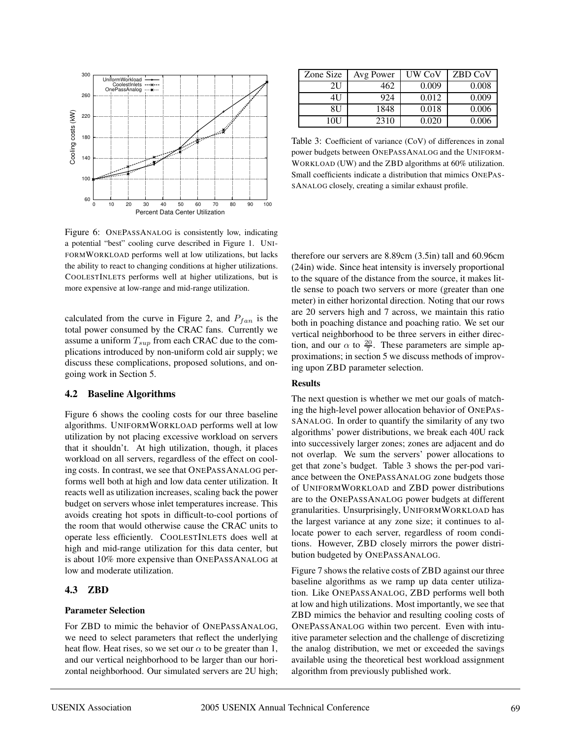Figure 6: ONEPASSANALOG is consistently low, indicating a potential "best" cooling curve described in Figure 1. UNIFORMWORKLOAD performs well at low utilizations, but lacks the ability to react to changing conditions at higher utilizations. COOLESTINLETS performs well at higher utilizations, but is more expensive at low-range and mid-range utilization.

calculated from the curve in Figure 2, and $P_{fan}$ is the total power consumed by the CRAC fans. Currently we assume a uniform $T_{sup}$ from each CRAC due to the complications introduced by non-uniform cold air supply; we discuss these complications, proposed solutions, and ongoing work in Section 5.

## 4.2 Baseline Algorithms

Figure 6 shows the cooling costs for our three baseline algorithms. UNIFORMWORKLOAD performs well at low utilization by not placing excessive workload on servers that it shouldn't. At high utilization, though, it places workload on all servers, regardless of the effect on cooling costs. In contrast, we see that ONEPASSANALOG performs well both at high and low data center utilization. It reacts well as utilization increases, scaling back the power budget on servers whose inlet temperatures increase. This avoids creating hot spots in difficult-to-cool portions of the room that would otherwise cause the CRAC units to operate less efficiently. COOLESTINLETS does well at high and mid-range utilization for this data center, but is about 10% more expensive than ONEPASSANALOG at low and moderate utilization.

## 4.3 ZBD

**Parameter Selection**

For ZBD to mimic the behavior of ONEPASSANALOG, we need to select parameters that reflect the underlying heat flow. Heat rises, so we set our $\alpha$ to be greater than 1, and our vertical neighborhood to be larger than our horizontal neighborhood. Our simulated servers are 2U high; therefore our servers are 8.89cm (3.5in) tall and 60.96cm (24in) wide. Since heat intensity is inversely proportional to the square of the distance from the source, it makes little sense to poach two servers or more (greater than one meter) in either horizontal direction. Noting that our rows are 20 servers high and 7 across, we maintain this ratio both in poaching distance and poaching ratio. We set our vertical neighborhood to be three servers in either direction, and our $\alpha$ to $\frac{20}{7}$. These parameters are simple approximations; in section 5 we discuss methods of improving upon ZBD parameter selection.

| Zone Size | Avg Power | UW CoV | ZBD CoV |
|---|---|---|---|
| 2U | 462 | 0.009 | 0.008 |
| 4U | 924 | 0.012 | 0.009 |
| 8U | 1848 | 0.018 | 0.006 |
| 10U | 2310 | 0.020 | 0.006 |

Table 3: Coefficient of variance (CoV) of differences in zonal power budgets between ONEPASSANALOG and the UNIFORMWORKLOAD (UW) and the ZBD algorithms at 60% utilization. Small coefficients indicate a distribution that mimics ONEPASSANALOG closely, creating a similar exhaust profile.

**Results**

The next question is whether we met our goals of matching the high-level power allocation behavior of ONEPASSANALOG. In order to quantify the similarity of any two algorithms' power distributions, we break each 40U rack into successively larger zones; zones are adjacent and do not overlap. We sum the servers' power allocations to get that zone's budget. Table 3 shows the per-pod variance between the ONEPASSANALOG zone budgets those of UNIFORMWORKLOAD and ZBD power distributions are to the ONEPASSANALOG power budgets at different granularities. Unsurprisingly, UNIFORMWORKLOAD has the largest variance at any zone size; it continues to allocate power to each server, regardless of room conditions. However, ZBD closely mirrors the power distribution budgeted by ONEPASSANALOG.

Figure 7 shows the relative costs of ZBD against our three baseline algorithms as we ramp up data center utilization. Like ONEPASSANALOG, ZBD performs well both at low and high utilizations. Most importantly, we see that ZBD mimics the behavior and resulting cooling costs of ONEPASSANALOG within two percent. Even with intuitive parameter selection and the challenge of discretizing the analog distribution, we met or exceeded the savings available using the theoretical best workload assignment algorithm from previously published work.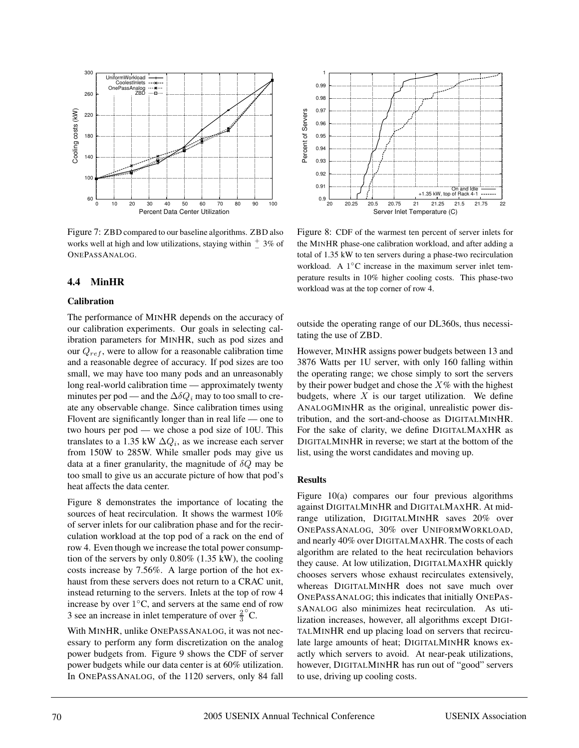Figure 7: ZBD compared to our baseline algorithms. ZBD also works well at high and low utilizations, staying within $\pm$ 3% of ONEPASSANALOG.

Figure 8: CDF of the warmest ten percent of server inlets for the MINHR phase-one calibration workload, and after adding a total of 1.35 kW to ten servers during a phase-two recirculation workload. A 1°C increase in the maximum server inlet temperature results in 10% higher cooling costs. This phase-two workload was at the top corner of row 4.

## 4.4 MinHR

### Calibration

The performance of MINHR depends on the accuracy of our calibration experiments. Our goals in selecting calibration parameters for MINHR, such as pod sizes and our $Q_{ref}$, were to allow for a reasonable calibration time and a reasonable degree of accuracy. If pod sizes are too small, we may have too many pods and an unreasonably long real-world calibration time — approximately twenty minutes per pod — and the $\Delta\delta Q_i$ may to too small to create any observable change. Since calibration times using Flovent are significantly longer than in real life — one to two hours per pod — we chose a pod size of 10U. This translates to a 1.35 kW $\Delta Q_i$, as we increase each server from 150W to 285W. While smaller pods may give us data at a finer granularity, the magnitude of $\delta Q$ may be too small to give us an accurate picture of how that pod's heat affects the data center.

Figure 8 demonstrates the importance of locating the sources of heat recirculation. It shows the warmest 10% of server inlets for our calibration phase and for the recirculation workload at the top pod of a rack on the end of row 4. Even though we increase the total power consumption of the servers by only 0.80% (1.35 kW), the cooling costs increase by 7.56%. A large portion of the hot exhaust from these servers does not return to a CRAC unit, instead returning to the servers. Inlets at the top of row 4 increase by over 1°C, and servers at the same end of row 3 see an increase in inlet temperature of over $\frac{2}{3}$°C.

With MINHR, unlike ONEPASSANALOG, it was not necessary to perform any form discretization on the analog power budgets from. Figure 9 shows the CDF of server power budgets while our data center is at 60% utilization. In ONEPASSANALOG, of the 1120 servers, only 84 fall outside the operating range of our DL360s, thus necessitating the use of ZBD.

However, MINHR assigns power budgets between 13 and 3876 Watts per 1U server, with only 160 falling within the operating range; we chose simply to sort the servers by their power budget and chose the $X$% with the highest budgets, where $X$ is our target utilization. We define ANALOGMINHR as the original, unrealistic power distribution, and the sort-and-choose as DIGITALMINHR. For the sake of clarity, we define DIGITALMAXHR as DIGITALMINHR in reverse; we start at the bottom of the list, using the worst candidates and moving up.

### Results

Figure 10(a) compares our four previous algorithms against DIGITALMINHR and DIGITALMAXHR. At mid-range utilization, DIGITALMINHR saves 20% over ONEPASSANALOG, 30% over UNIFORMWORKLOAD, and nearly 40% over DIGITALMAXHR. The costs of each algorithm are related to the heat recirculation behaviors they cause. At low utilization, DIGITALMAXHR quickly chooses servers whose exhaust recirculates extensively, whereas DIGITALMINHR does not save much over ONEPASSANALOG; this indicates that initially ONEPASSANALOG also minimizes heat recirculation. As utilization increases, however, all algorithms except DIGITALMINHR end up placing load on servers that recirculate large amounts of heat; DIGITALMINHR knows exactly which servers to avoid. At near-peak utilizations, however, DIGITALMINHR has run out of "good" servers to use, driving up cooling costs.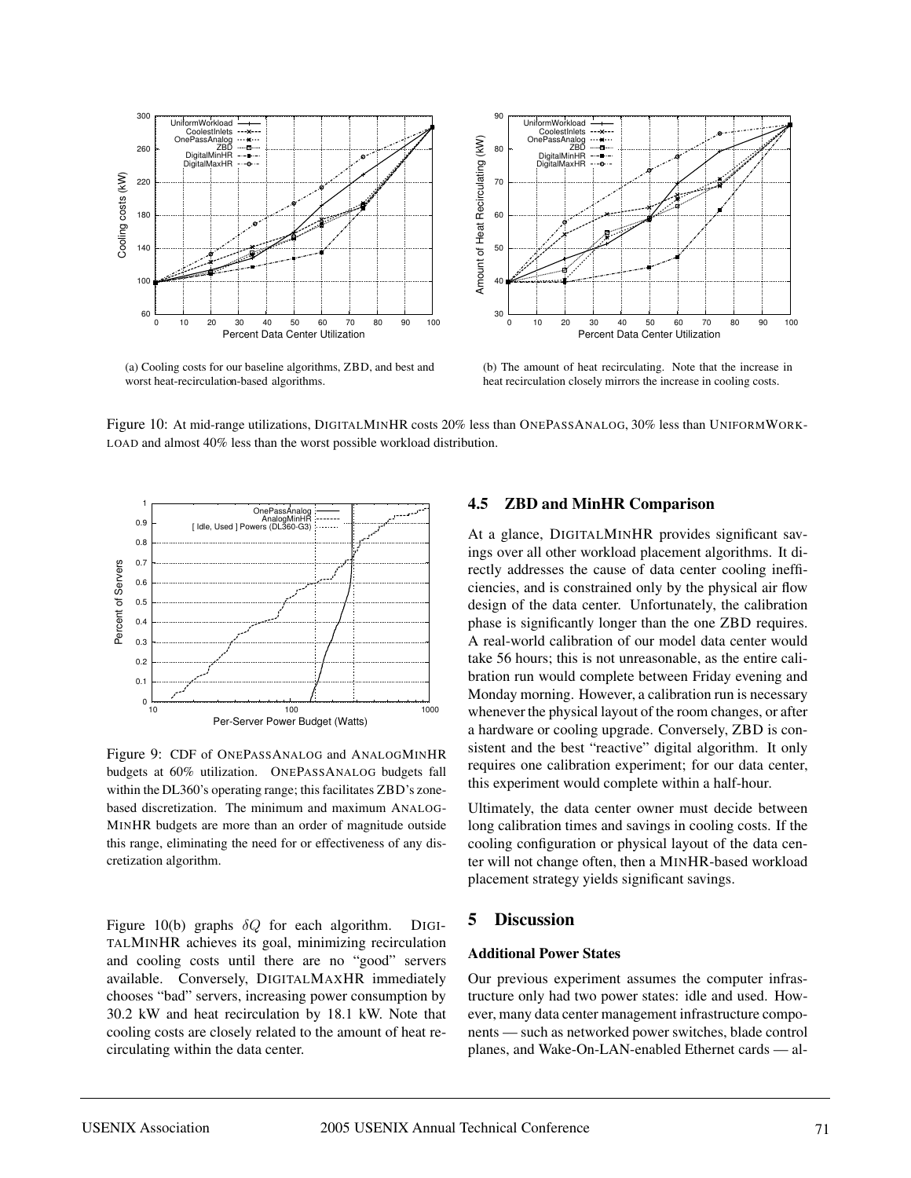(a) Cooling costs for our baseline algorithms, ZBD, and best and worst heat-recirculation-based algorithms.

(b) The amount of heat recirculating. Note that the increase in heat recirculation closely mirrors the increase in cooling costs.

Figure 10: At mid-range utilizations, DIGITALMINHR costs 20% less than ONEPASSANALOG, 30% less than UNIFORMWORKLOAD and almost 40% less than the worst possible workload distribution.

Figure 9: CDF of ONEPASSANALOG and ANALOGMINHR budgets at 60% utilization. ONEPASSANALOG budgets fall within the DL360's operating range; this facilitates ZBD's zone-based discretization. The minimum and maximum ANALOGMINHR budgets are more than an order of magnitude outside this range, eliminating the need for or effectiveness of any discretization algorithm.

Figure 10(b) graphs $\delta Q$ for each algorithm. DIGITALMINHR achieves its goal, minimizing recirculation and cooling costs until there are no "good" servers available. Conversely, DIGITALMAXHR immediately chooses "bad" servers, increasing power consumption by 30.2 kW and heat recirculation by 18.1 kW. Note that cooling costs are closely related to the amount of heat recirculating within the data center.

## 4.5 ZBD and MinHR Comparison

At a glance, DIGITALMINHR provides significant savings over all other workload placement algorithms. It directly addresses the cause of data center cooling inefficiencies, and is constrained only by the physical air flow design of the data center. Unfortunately, the calibration phase is significantly longer than the one ZBD requires. A real-world calibration of our model data center would take 56 hours; this is not unreasonable, as the entire calibration run would complete between Friday evening and Monday morning. However, a calibration run is necessary whenever the physical layout of the room changes, or after a hardware or cooling upgrade. Conversely, ZBD is consistent and the best "reactive" digital algorithm. It only requires one calibration experiment; for our data center, this experiment would complete within a half-hour.

Ultimately, the data center owner must decide between long calibration times and savings in cooling costs. If the cooling configuration or physical layout of the data center will not change often, then a MINHR-based workload placement strategy yields significant savings.

# 5 Discussion

### Additional Power States

Our previous experiment assumes the computer infrastructure only had two power states: idle and used. However, many data center management infrastructure components — such as networked power switches, blade control planes, and Wake-On-LAN-enabled Ethernet cards — al-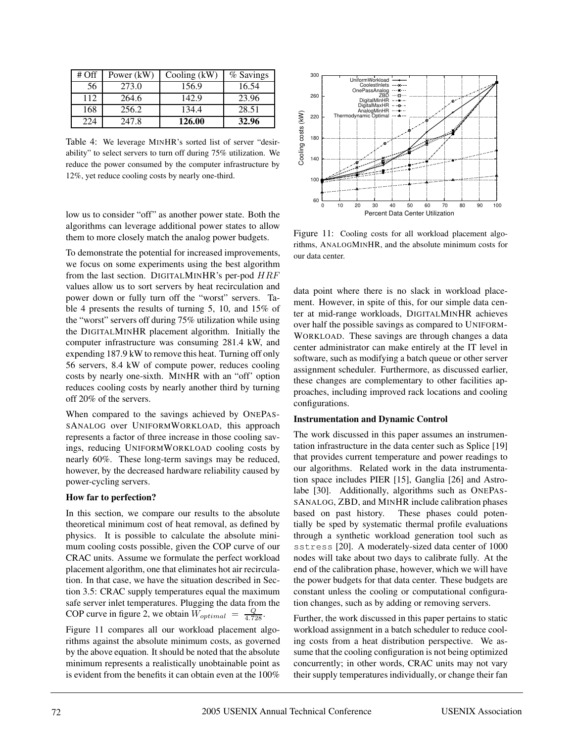| # Off | Power (kW) | Cooling (kW) | % Savings |
|---|---|---|---|
| 56 | 273.0 | 156.9 | 16.54 |
| 112 | 264.6 | 142.9 | 23.96 |
| 168 | 256.2 | 134.4 | 28.51 |
| 224 | 247.8 | **126.00** | **32.96** |

Table 4: We leverage MINHR's sorted list of server "desirability" to select servers to turn off during 75% utilization. We reduce the power consumed by the computer infrastructure by 12%, yet reduce cooling costs by nearly one-third.

low us to consider "off" as another power state. Both the algorithms can leverage additional power states to allow them to more closely match the analog power budgets.

To demonstrate the potential for increased improvements, we focus on some experiments using the best algorithm from the last section. DIGITALMINHR's per-pod $HRF$ values allow us to sort servers by heat recirculation and power down or fully turn off the "worst" servers. Table 4 presents the results of turning 5, 10, and 15% of the "worst" servers off during 75% utilization while using the DIGITALMINHR placement algorithm. Initially the computer infrastructure was consuming 281.4 kW, and expending 187.9 kW to remove this heat. Turning off only 56 servers, 8.4 kW of compute power, reduces cooling costs by nearly one-sixth. MINHR with an "off" option reduces cooling costs by nearly another third by turning off 20% of the servers.

When compared to the savings achieved by ONEPASSANALOG over UNIFORMWORKLOAD, this approach represents a factor of three increase in those cooling savings, reducing UNIFORMWORKLOAD cooling costs by nearly 60%. These long-term savings may be reduced, however, by the decreased hardware reliability caused by power-cycling servers.

### How far to perfection?

In this section, we compare our results to the absolute theoretical minimum cost of heat removal, as defined by physics. It is possible to calculate the absolute minimum cooling costs possible, given the COP curve of our CRAC units. Assume we formulate the perfect workload placement algorithm, one that eliminates hot air recirculation. In that case, we have the situation described in Section 3.5: CRAC supply temperatures equal the maximum safe server inlet temperatures. Plugging the data from the COP curve in figure 2, we obtain $W_{optimal} = \frac{Q}{4.728}$.

Figure 11 compares all our workload placement algorithms against the absolute minimum costs, as governed by the above equation. It should be noted that the absolute minimum represents a realistically unobtainable point as is evident from the benefits it can obtain even at the 100% data point where there is no slack in workload placement. However, in spite of this, for our simple data center at mid-range workloads, DIGITALMINHR achieves over half the possible savings as compared to UNIFORMWORKLOAD. These savings are through changes a data center administrator can make entirely at the IT level in software, such as modifying a batch queue or other server assignment scheduler. Furthermore, as discussed earlier, these changes are complementary to other facilities approaches, including improved rack locations and cooling configurations.

Figure 11: Cooling costs for all workload placement algorithms, ANALOGMINHR, and the absolute minimum costs for our data center.

### Instrumentation and Dynamic Control

The work discussed in this paper assumes an instrumentation infrastructure in the data center such as Splice [19] that provides current temperature and power readings to our algorithms. Related work in the data instrumentation space includes PIER [15], Ganglia [26] and Astrolabe [30]. Additionally, algorithms such as ONEPASSANALOG, ZBD, and MINHR include calibration phases based on past history. These phases could potentially be sped by systematic thermal profile evaluations through a synthetic workload generation tool such as `sstress` [20]. A moderately-sized data center of 1000 nodes will take about two days to calibrate fully. At the end of the calibration phase, however, which we will have the power budgets for that data center. These budgets are constant unless the cooling or computational configuration changes, such as by adding or removing servers.

Further, the work discussed in this paper pertains to static workload assignment in a batch scheduler to reduce cooling costs from a heat distribution perspective. We assume that the cooling configuration is not being optimized concurrently; in other words, CRAC units may not vary their supply temperatures individually, or change their fan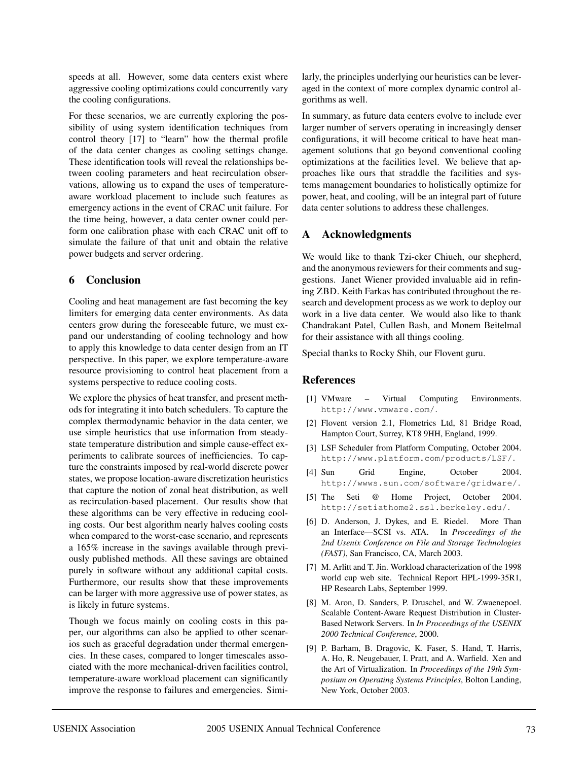speeds at all. However, some data centers exist where aggressive cooling optimizations could concurrently vary the cooling configurations.

For these scenarios, we are currently exploring the possibility of using system identification techniques from control theory [17] to "learn" how the thermal profile of the data center changes as cooling settings change. These identification tools will reveal the relationships between cooling parameters and heat recirculation observations, allowing us to expand the uses of temperature-aware workload placement to include such features as emergency actions in the event of CRAC unit failure. For the time being, however, a data center owner could perform one calibration phase with each CRAC unit off to simulate the failure of that unit and obtain the relative power budgets and server ordering.

## 6 Conclusion

Cooling and heat management are fast becoming the key limiters for emerging data center environments. As data centers grow during the foreseeable future, we must expand our understanding of cooling technology and how to apply this knowledge to data center design from an IT perspective. In this paper, we explore temperature-aware resource provisioning to control heat placement from a systems perspective to reduce cooling costs.

We explore the physics of heat transfer, and present methods for integrating it into batch schedulers. To capture the complex thermodynamic behavior in the data center, we use simple heuristics that use information from steady-state temperature distribution and simple cause-effect experiments to calibrate sources of inefficiencies. To capture the constraints imposed by real-world discrete power states, we propose location-aware discretization heuristics that capture the notion of zonal heat distribution, as well as recirculation-based placement. Our results show that these algorithms can be very effective in reducing cooling costs. Our best algorithm nearly halves cooling costs when compared to the worst-case scenario, and represents a 165% increase in the savings available through previously published methods. All these savings are obtained purely in software without any additional capital costs. Furthermore, our results show that these improvements can be larger with more aggressive use of power states, as is likely in future systems.

Though we focus mainly on cooling costs in this paper, our algorithms can also be applied to other scenarios such as graceful degradation under thermal emergencies. In these cases, compared to longer timescales associated with the more mechanical-driven facilities control, temperature-aware workload placement can significantly improve the response to failures and emergencies. Similarly, the principles underlying our heuristics can be leveraged in the context of more complex dynamic control algorithms as well.

In summary, as future data centers evolve to include ever larger number of servers operating in increasingly denser configurations, it will become critical to have heat management solutions that go beyond conventional cooling optimizations at the facilities level. We believe that approaches like ours that straddle the facilities and systems management boundaries to holistically optimize for power, heat, and cooling, will be an integral part of future data center solutions to address these challenges.

## A Acknowledgments

We would like to thank Tzi-cker Chiueh, our shepherd, and the anonymous reviewers for their comments and suggestions. Janet Wiener provided invaluable aid in refining ZBD. Keith Farkas has contributed throughout the research and development process as we work to deploy our work in a live data center. We would also like to thank Chandrakant Patel, Cullen Bash, and Monem Beitelmal for their assistance with all things cooling.

Special thanks to Rocky Shih, our Flovent guru.

## References

[1] VMware – Virtual Computing Environments. http://www.vmware.com/.

[2] Flovent version 2.1, Flometrics Ltd, 81 Bridge Road, Hampton Court, Surrey, KT8 9HH, England, 1999.

[3] LSF Scheduler from Platform Computing, October 2004. http://www.platform.com/products/LSF/.

[4] Sun Grid Engine, October 2004. http://wwws.sun.com/software/gridware/.

[5] The Seti @ Home Project, October 2004. http://setiathome2.ssl.berkeley.edu/.

[6] D. Anderson, J. Dykes, and E. Riedel. More Than an Interface—SCSI vs. ATA. In *Proceedings of the 2nd Usenix Conference on File and Storage Technologies (FAST)*, San Francisco, CA, March 2003.

[7] M. Arlitt and T. Jin. Workload characterization of the 1998 world cup web site. Technical Report HPL-1999-35R1, HP Research Labs, September 1999.

[8] M. Aron, D. Sanders, P. Druschel, and W. Zwaenepoel. Scalable Content-Aware Request Distribution in Cluster-Based Network Servers. In *In Proceedings of the USENIX 2000 Technical Conference*, 2000.

[9] P. Barham, B. Dragovic, K. Faser, S. Hand, T. Harris, A. Ho, R. Neugebauer, I. Pratt, and A. Warfield. Xen and the Art of Virtualization. In *Proceedings of the 19th Symposium on Operating Systems Principles*, Bolton Landing, New York, October 2003.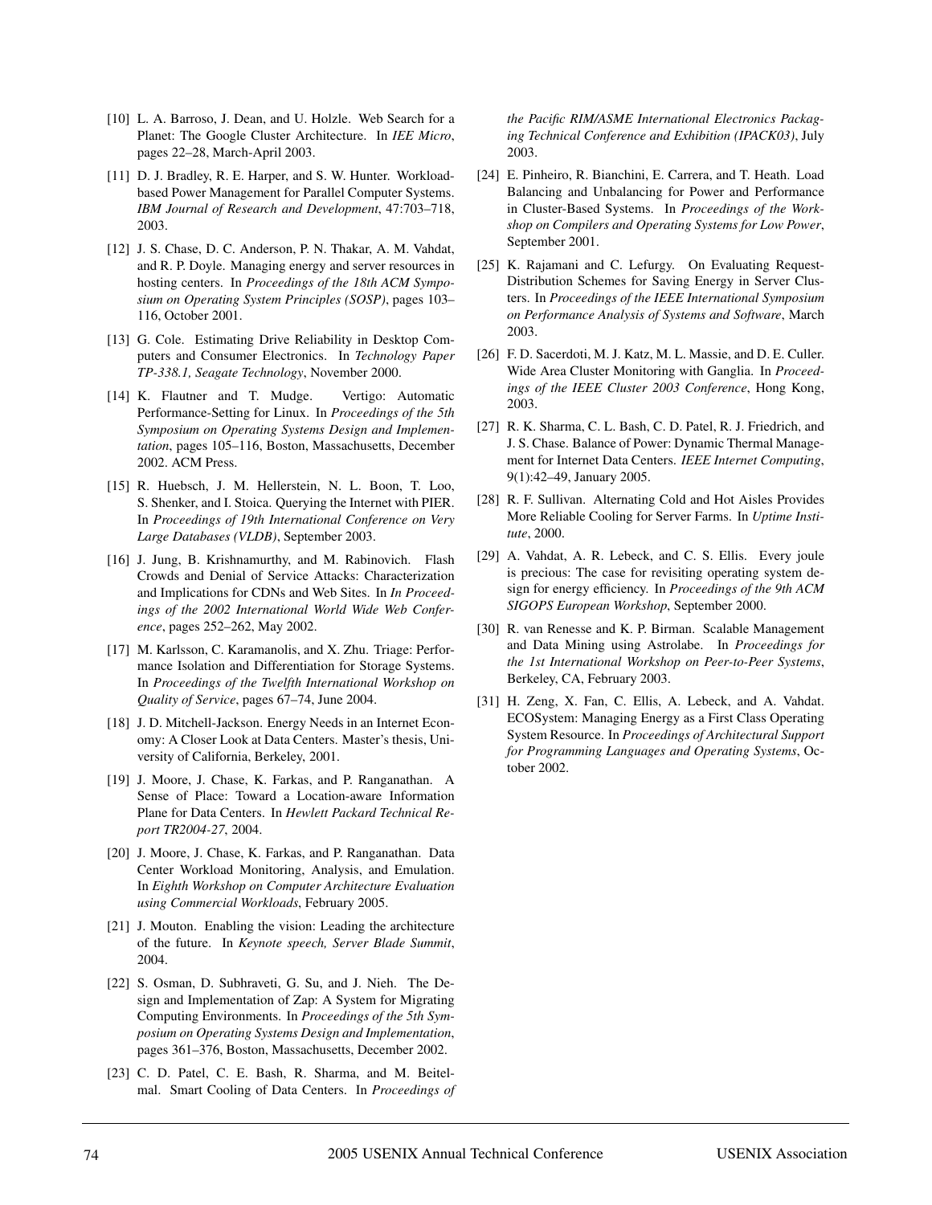[10] L. A. Barroso, J. Dean, and U. Holzle. Web Search for a Planet: The Google Cluster Architecture. In *IEE Micro*, pages 22–28, March-April 2003.

[11] D. J. Bradley, R. E. Harper, and S. W. Hunter. Workload-based Power Management for Parallel Computer Systems. *IBM Journal of Research and Development*, 47:703–718, 2003.

[12] J. S. Chase, D. C. Anderson, P. N. Thakar, A. M. Vahdat, and R. P. Doyle. Managing energy and server resources in hosting centers. In *Proceedings of the 18th ACM Symposium on Operating System Principles (SOSP)*, pages 103–116, October 2001.

[13] G. Cole. Estimating Drive Reliability in Desktop Computers and Consumer Electronics. In *Technology Paper TP-338.1, Seagate Technology*, November 2000.

[14] K. Flautner and T. Mudge. Vertigo: Automatic Performance-Setting for Linux. In *Proceedings of the 5th Symposium on Operating Systems Design and Implementation*, pages 105–116, Boston, Massachusetts, December 2002. ACM Press.

[15] R. Huebsch, J. M. Hellerstein, N. L. Boon, T. Loo, S. Shenker, and I. Stoica. Querying the Internet with PIER. In *Proceedings of 19th International Conference on Very Large Databases (VLDB)*, September 2003.

[16] J. Jung, B. Krishnamurthy, and M. Rabinovich. Flash Crowds and Denial of Service Attacks: Characterization and Implications for CDNs and Web Sites. In *In Proceedings of the 2002 International World Wide Web Conference*, pages 252–262, May 2002.

[17] M. Karlsson, C. Karamanolis, and X. Zhu. Triage: Performance Isolation and Differentiation for Storage Systems. In *Proceedings of the Twelfth International Workshop on Quality of Service*, pages 67–74, June 2004.

[18] J. D. Mitchell-Jackson. Energy Needs in an Internet Economy: A Closer Look at Data Centers. Master's thesis, University of California, Berkeley, 2001.

[19] J. Moore, J. Chase, K. Farkas, and P. Ranganathan. A Sense of Place: Toward a Location-aware Information Plane for Data Centers. In *Hewlett Packard Technical Report TR2004-27*, 2004.

[20] J. Moore, J. Chase, K. Farkas, and P. Ranganathan. Data Center Workload Monitoring, Analysis, and Emulation. In *Eighth Workshop on Computer Architecture Evaluation using Commercial Workloads*, February 2005.

[21] J. Mouton. Enabling the vision: Leading the architecture of the future. In *Keynote speech, Server Blade Summit*, 2004.

[22] S. Osman, D. Subhraveti, G. Su, and J. Nieh. The Design and Implementation of Zap: A System for Migrating Computing Environments. In *Proceedings of the 5th Symposium on Operating Systems Design and Implementation*, pages 361–376, Boston, Massachusetts, December 2002.

[23] C. D. Patel, C. E. Bash, R. Sharma, and M. Beitelmal. Smart Cooling of Data Centers. In *Proceedings of the Pacific RIM/ASME International Electronics Packaging Technical Conference and Exhibition (IPACK03)*, July 2003.

[24] E. Pinheiro, R. Bianchini, E. Carrera, and T. Heath. Load Balancing and Unbalancing for Power and Performance in Cluster-Based Systems. In *Proceedings of the Workshop on Compilers and Operating Systems for Low Power*, September 2001.

[25] K. Rajamani and C. Lefurgy. On Evaluating Request-Distribution Schemes for Saving Energy in Server Clusters. In *Proceedings of the IEEE International Symposium on Performance Analysis of Systems and Software*, March 2003.

[26] F. D. Sacerdoti, M. J. Katz, M. L. Massie, and D. E. Culler. Wide Area Cluster Monitoring with Ganglia. In *Proceedings of the IEEE Cluster 2003 Conference*, Hong Kong, 2003.

[27] R. K. Sharma, C. L. Bash, C. D. Patel, R. J. Friedrich, and J. S. Chase. Balance of Power: Dynamic Thermal Management for Internet Data Centers. *IEEE Internet Computing*, 9(1):42–49, January 2005.

[28] R. F. Sullivan. Alternating Cold and Hot Aisles Provides More Reliable Cooling for Server Farms. In *Uptime Institute*, 2000.

[29] A. Vahdat, A. R. Lebeck, and C. S. Ellis. Every joule is precious: The case for revisiting operating system design for energy efficiency. In *Proceedings of the 9th ACM SIGOPS European Workshop*, September 2000.

[30] R. van Renesse and K. P. Birman. Scalable Management and Data Mining using Astrolabe. In *Proceedings for the 1st International Workshop on Peer-to-Peer Systems*, Berkeley, CA, February 2003.

[31] H. Zeng, X. Fan, C. Ellis, A. Lebeck, and A. Vahdat. ECOSystem: Managing Energy as a First Class Operating System Resource. In *Proceedings of Architectural Support for Programming Languages and Operating Systems*, October 2002.